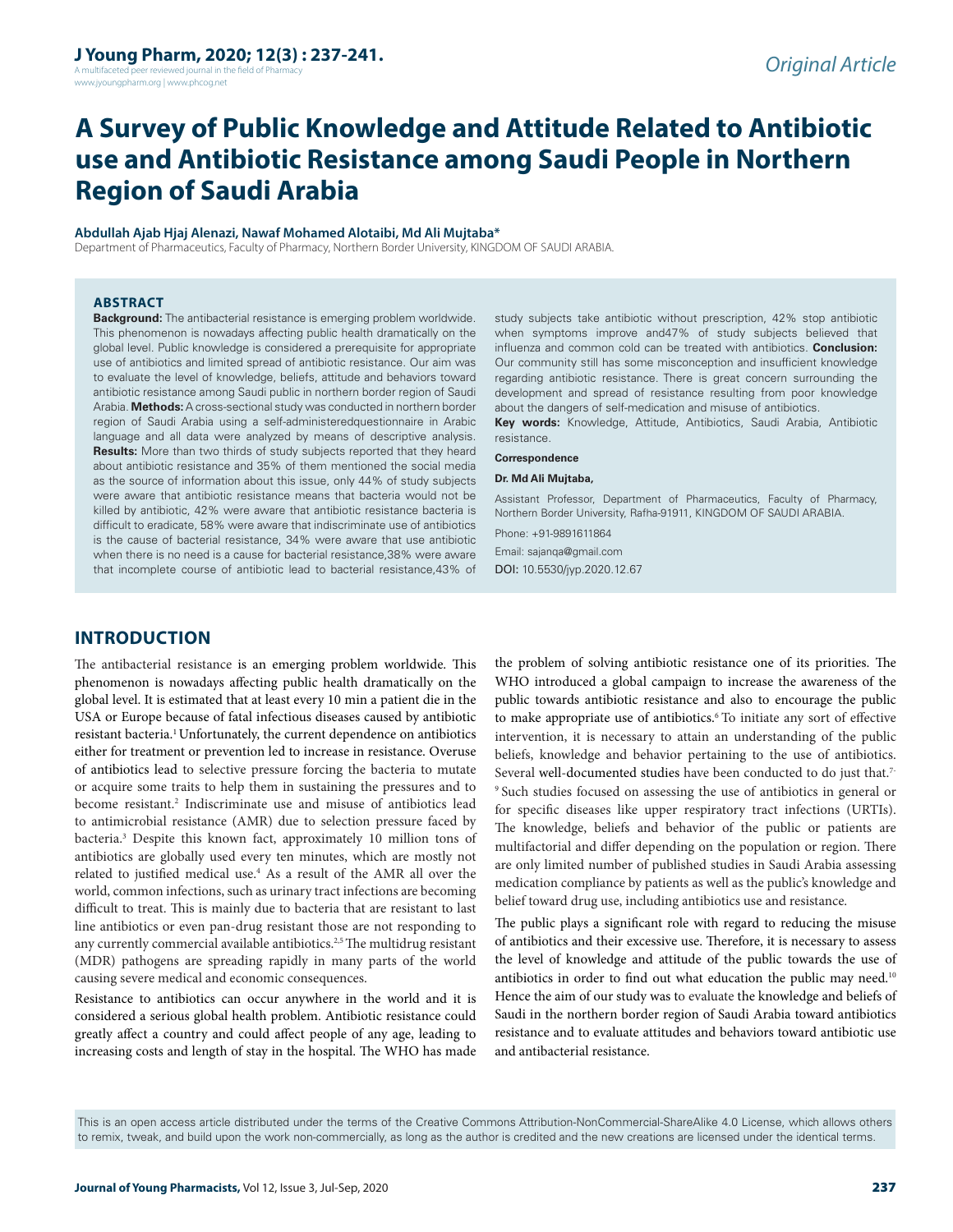# A Survey of Public Knowledge and Attitude Related to Antibiotic use and Antibiotic Resistance among Saudi People in Northern Region of Saudi Arabia

**Abdullah Ajab Hjaj Alenazi, Nawaf Mohamed Alotaibi, Md Ali Mujtaba***

Department of Pharmaceutics, Faculty of Pharmacy, Northern Border University, KINGDOM OF SAUDI ARABIA.

## ABSTRACT

**Background:** The antibacterial resistance is emerging problem worldwide. This phenomenon is nowadays affecting public health dramatically on the global level. Public knowledge is considered a prerequisite for appropriate use of antibiotics and limited spread of antibiotic resistance. Our aim was to evaluate the level of knowledge, beliefs, attitude and behaviors toward antibiotic resistance among Saudi public in northern border region of Saudi Arabia. **Methods:** A cross-sectional study was conducted in northern border region of Saudi Arabia using a self-administeredquestionnaire in Arabic language and all data were analyzed by means of descriptive analysis. **Results:** More than two thirds of study subjects reported that they heard about antibiotic resistance and 35% of them mentioned the social media as the source of information about this issue, only 44% of study subjects were aware that antibiotic resistance means that bacteria would not be killed by antibiotic, 42% were aware that antibiotic resistance bacteria is difficult to eradicate, 58% were aware that indiscriminate use of antibiotics is the cause of bacterial resistance, 34% were aware that use antibiotic when there is no need is a cause for bacterial resistance,38% were aware that incomplete course of antibiotic lead to bacterial resistance,43% of study subjects take antibiotic without prescription, 42% stop antibiotic when symptoms improve and47% of study subjects believed that influenza and common cold can be treated with antibiotics. **Conclusion:** Our community still has some misconception and insufficient knowledge regarding antibiotic resistance. There is great concern surrounding the development and spread of resistance resulting from poor knowledge about the dangers of self-medication and misuse of antibiotics.

**Key words:** Knowledge, Attitude, Antibiotics, Saudi Arabia, Antibiotic resistance.

**Correspondence**

**Dr. Md Ali Mujtaba,**

Assistant Professor, Department of Pharmaceutics, Faculty of Pharmacy, Northern Border University, Rafha-91911, KINGDOM OF SAUDI ARABIA.

Phone: +91-9891611864

Email: sajanqa@gmail.com

DOI: 10.5530/jyp.2020.12.67

## INTRODUCTION

The antibacterial resistance is an emerging problem worldwide. This phenomenon is nowadays affecting public health dramatically on the global level. It is estimated that at least every 10 min a patient die in the USA or Europe because of fatal infectious diseases caused by antibiotic resistant bacteria.[1] Unfortunately, the current dependence on antibiotics either for treatment or prevention led to increase in resistance. Overuse of antibiotics lead to selective pressure forcing the bacteria to mutate or acquire some traits to help them in sustaining the pressures and to become resistant.[2] Indiscriminate use and misuse of antibiotics lead to antimicrobial resistance (AMR) due to selection pressure faced by bacteria.[3] Despite this known fact, approximately 10 million tons of antibiotics are globally used every ten minutes, which are mostly not related to justified medical use.[4] As a result of the AMR all over the world, common infections, such as urinary tract infections are becoming difficult to treat. This is mainly due to bacteria that are resistant to last line antibiotics or even pan-drug resistant those are not responding to any currently commercial available antibiotics.[2,5] The multidrug resistant (MDR) pathogens are spreading rapidly in many parts of the world causing severe medical and economic consequences.

Resistance to antibiotics can occur anywhere in the world and it is considered a serious global health problem. Antibiotic resistance could greatly affect a country and could affect people of any age, leading to increasing costs and length of stay in the hospital. The WHO has made the problem of solving antibiotic resistance one of its priorities. The WHO introduced a global campaign to increase the awareness of the public towards antibiotic resistance and also to encourage the public to make appropriate use of antibiotics.[6] To initiate any sort of effective intervention, it is necessary to attain an understanding of the public beliefs, knowledge and behavior pertaining to the use of antibiotics. Several well-documented studies have been conducted to do just that.[7-9] Such studies focused on assessing the use of antibiotics in general or for specific diseases like upper respiratory tract infections (URTIs). The knowledge, beliefs and behavior of the public or patients are multifactorial and differ depending on the population or region. There are only limited number of published studies in Saudi Arabia assessing medication compliance by patients as well as the public's knowledge and belief toward drug use, including antibiotics use and resistance.

The public plays a significant role with regard to reducing the misuse of antibiotics and their excessive use. Therefore, it is necessary to assess the level of knowledge and attitude of the public towards the use of antibiotics in order to find out what education the public may need.[10] Hence the aim of our study was to evaluate the knowledge and beliefs of Saudi in the northern border region of Saudi Arabia toward antibiotics resistance and to evaluate attitudes and behaviors toward antibiotic use and antibacterial resistance.

This is an open access article distributed under the terms of the Creative Commons Attribution-NonCommercial-ShareAlike 4.0 License, which allows others to remix, tweak, and build upon the work non-commercially, as long as the author is credited and the new creations are licensed under the identical terms.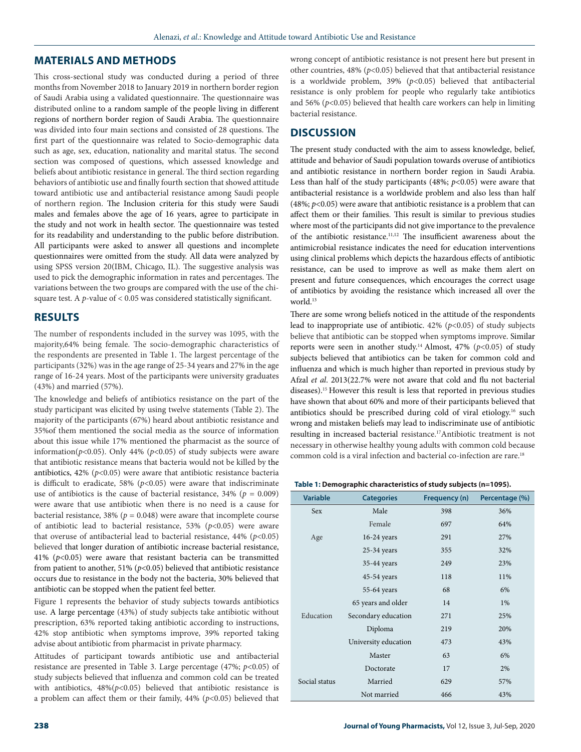## MATERIALS AND METHODS

This cross-sectional study was conducted during a period of three months from November 2018 to January 2019 in northern border region of Saudi Arabia using a validated questionnaire. The questionnaire was distributed online to a random sample of the people living in different regions of northern border region of Saudi Arabia. The questionnaire was divided into four main sections and consisted of 28 questions. The first part of the questionnaire was related to Socio-demographic data such as age, sex, education, nationality and marital status. The second section was composed of questions, which assessed knowledge and beliefs about antibiotic resistance in general. The third section regarding behaviors of antibiotic use and finally fourth section that showed attitude toward antibiotic use and antibacterial resistance among Saudi people of northern region. The Inclusion criteria for this study were Saudi males and females above the age of 16 years, agree to participate in the study and not work in health sector. The questionnaire was tested for its readability and understanding to the public before distribution. All participants were asked to answer all questions and incomplete questionnaires were omitted from the study. All data were analyzed by using SPSS version 20(IBM, Chicago, IL). The suggestive analysis was used to pick the demographic information in rates and percentages. The variations between the two groups are compared with the use of the chi-square test. A $p$-value of $< 0.05$ was considered statistically significant.

## RESULTS

The number of respondents included in the survey was 1095, with the majority,64% being female. The socio-demographic characteristics of the respondents are presented in Table 1. The largest percentage of the participants (32%) was in the age range of 25-34 years and 27% in the age range of 16-24 years. Most of the participants were university graduates (43%) and married (57%).

The knowledge and beliefs of antibiotics resistance on the part of the study participant was elicited by using twelve statements (Table 2). The majority of the participants (67%) heard about antibiotic resistance and 35%of them mentioned the social media as the source of information about this issue while 17% mentioned the pharmacist as the source of information($p<0.05$). Only 44% ($p<0.05$) of study subjects were aware that antibiotic resistance means that bacteria would not be killed by the antibiotics, 42% ($p<0.05$) were aware that antibiotic resistance bacteria is difficult to eradicate, 58% ($p<0.05$) were aware that indiscriminate use of antibiotics is the cause of bacterial resistance, 34% ($p = 0.009$) were aware that use antibiotic when there is no need is a cause for bacterial resistance, 38% ($p = 0.048$) were aware that incomplete course of antibiotic lead to bacterial resistance, 53% ($p<0.05$) were aware that overuse of antibacterial lead to bacterial resistance, 44% ($p<0.05$) believed that longer duration of antibiotic increase bacterial resistance, 41% ($p<0.05$) were aware that resistant bacteria can be transmitted from patient to another, 51% ($p<0.05$) believed that antibiotic resistance occurs due to resistance in the body not the bacteria, 30% believed that antibiotic can be stopped when the patient feel better.

Figure 1 represents the behavior of study subjects towards antibiotics use. A large percentage (43%) of study subjects take antibiotic without prescription, 63% reported taking antibiotic according to instructions, 42% stop antibiotic when symptoms improve, 39% reported taking advise about antibiotic from pharmacist in private pharmacy.

Attitudes of participant towards antibiotic use and antibacterial resistance are presented in Table 3. Large percentage (47%; $p<0.05$) of study subjects believed that influenza and common cold can be treated with antibiotics, 48%($p<0.05$) believed that antibiotic resistance is a problem can affect them or their family, 44% ($p<0.05$) believed that wrong concept of antibiotic resistance is not present here but present in other countries, 48% ($p<0.05$) believed that that antibacterial resistance is a worldwide problem, 39% ($p<0.05$) believed that antibacterial resistance is only problem for people who regularly take antibiotics and 56% ($p<0.05$) believed that health care workers can help in limiting bacterial resistance.

## DISCUSSION

The present study conducted with the aim to assess knowledge, belief, attitude and behavior of Saudi population towards overuse of antibiotics and antibiotic resistance in northern border region in Saudi Arabia. Less than half of the study participants (48%; $p<0.05$) were aware that antibacterial resistance is a worldwide problem and also less than half (48%; $p<0.05$) were aware that antibiotic resistance is a problem that can affect them or their families. This result is similar to previous studies where most of the participants did not give importance to the prevalence of the antibiotic resistance.[11,12] The insufficient awareness about the antimicrobial resistance indicates the need for education interventions using clinical problems which depicts the hazardous effects of antibiotic resistance, can be used to improve as well as make them alert on present and future consequences, which encourages the correct usage of antibiotics by avoiding the resistance which increased all over the world.[13]

There are some wrong beliefs noticed in the attitude of the respondents lead to inappropriate use of antibiotic. 42% ($p<0.05$) of study subjects believe that antibiotic can be stopped when symptoms improve. Similar reports were seen in another study.[14] Almost, 47% ($p<0.05$) of study subjects believed that antibiotics can be taken for common cold and influenza and which is much higher than reported in previous study by Afzal *et al*. 2013(22.7% were not aware that cold and flu not bacterial diseases).[15] However this result is less that reported in previous studies have shown that about 60% and more of their participants believed that antibiotics should be prescribed during cold of viral etiology.[16] such wrong and mistaken beliefs may lead to indiscriminate use of antibiotic resulting in increased bacterial resistance.[17]Antibiotic treatment is not necessary in otherwise healthy young adults with common cold because common cold is a viral infection and bacterial co-infection are rare.[18]

**Table 1: Demographic characteristics of study subjects (n=1095).**

| Variable | Categories | Frequency (n) | Percentage (%) |
| --- | --- | --- | --- |
| Sex | Male | 398 | 36% |
| | Female | 697 | 64% |
| Age | 16-24 years | 291 | 27% |
| | 25-34 years | 355 | 32% |
| | 35-44 years | 249 | 23% |
| | 45-54 years | 118 | 11% |
| | 55-64 years | 68 | 6% |
| | 65 years and older | 14 | 1% |
| Education | Secondary education | 271 | 25% |
| | Diploma | 219 | 20% |
| | University education | 473 | 43% |
| | Master | 63 | 6% |
| | Doctorate | 17 | 2% |
| Social status | Married | 629 | 57% |
| | Not married | 466 | 43% |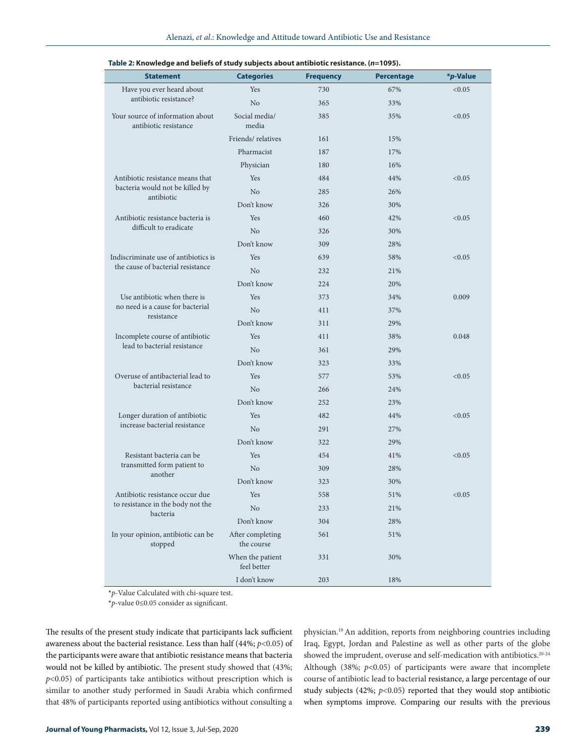**Table 2: Knowledge and beliefs of study subjects about antibiotic resistance. (*n*=1095).**

| Statement | Categories | Frequency | Percentage | **p*-Value |
|---|---|---|---|---|
| Have you ever heard about antibiotic resistance? | Yes | 730 | 67% | <0.05 |
| | No | 365 | 33% | |
| Your source of information about antibiotic resistance | Social media/ media | 385 | 35% | <0.05 |
| | Friends/ relatives | 161 | 15% | |
| | Pharmacist | 187 | 17% | |
| | Physician | 180 | 16% | |
| Antibiotic resistance means that bacteria would not be killed by antibiotic | Yes | 484 | 44% | <0.05 |
| | No | 285 | 26% | |
| | Don't know | 326 | 30% | |
| Antibiotic resistance bacteria is difficult to eradicate | Yes | 460 | 42% | <0.05 |
| | No | 326 | 30% | |
| | Don't know | 309 | 28% | |
| Indiscriminate use of antibiotics is the cause of bacterial resistance | Yes | 639 | 58% | <0.05 |
| | No | 232 | 21% | |
| | Don't know | 224 | 20% | |
| Use antibiotic when there is no need is a cause for bacterial resistance | Yes | 373 | 34% | 0.009 |
| | No | 411 | 37% | |
| | Don't know | 311 | 29% | |
| Incomplete course of antibiotic lead to bacterial resistance | Yes | 411 | 38% | 0.048 |
| | No | 361 | 29% | |
| | Don't know | 323 | 33% | |
| Overuse of antibacterial lead to bacterial resistance | Yes | 577 | 53% | <0.05 |
| | No | 266 | 24% | |
| | Don't know | 252 | 23% | |
| Longer duration of antibiotic increase bacterial resistance | Yes | 482 | 44% | <0.05 |
| | No | 291 | 27% | |
| | Don't know | 322 | 29% | |
| Resistant bacteria can be transmitted form patient to another | Yes | 454 | 41% | <0.05 |
| | No | 309 | 28% | |
| | Don't know | 323 | 30% | |
| Antibiotic resistance occur due to resistance in the body not the bacteria | Yes | 558 | 51% | <0.05 |
| | No | 233 | 21% | |
| | Don't know | 304 | 28% | |
| In your opinion, antibiotic can be stopped | After completing the course | 561 | 51% | |
| | When the patient feel better | 331 | 30% | |
| | I don't know | 203 | 18% | |

**p*-Value Calculated with chi-square test.

**p*-value 0≤0.05 consider as significant.

The results of the present study indicate that participants lack sufficient awareness about the bacterial resistance. Less than half (44%; $p<0.05$) of the participants were aware that antibiotic resistance means that bacteria would not be killed by antibiotic. The present study showed that (43%; $p<0.05$) of participants take antibiotics without prescription which is similar to another study performed in Saudi Arabia which confirmed that 48% of participants reported using antibiotics without consulting a physician.[19] An addition, reports from neighboring countries including Iraq, Egypt, Jordan and Palestine as well as other parts of the globe showed the imprudent, overuse and self-medication with antibiotics.[20-24] Although (38%; $p<0.05$) of participants were aware that incomplete course of antibiotic lead to bacterial resistance, a large percentage of our study subjects (42%; $p<0.05$) reported that they would stop antibiotic when symptoms improve. Comparing our results with the previous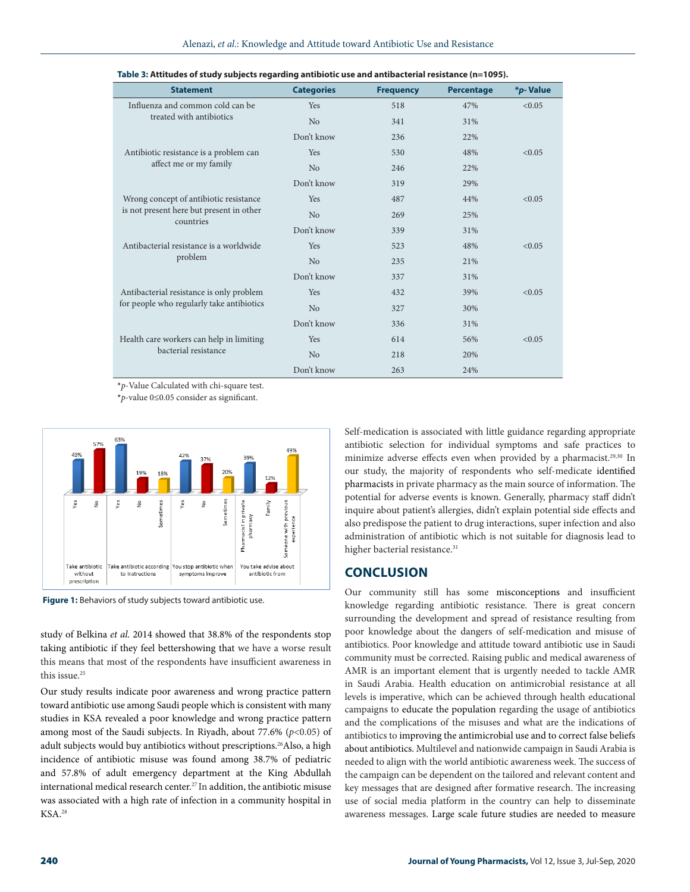**Table 3: Attitudes of study subjects regarding antibiotic use and antibacterial resistance (n=1095).**

| Statement | Categories | Frequency | Percentage | *p- Value |
|---|---|---|---|---|
| Influenza and common cold can be treated with antibiotics | Yes | 518 | 47% | <0.05 |
| | No | 341 | 31% | |
| | Don't know | 236 | 22% | |
| Antibiotic resistance is a problem can affect me or my family | Yes | 530 | 48% | <0.05 |
| | No | 246 | 22% | |
| | Don't know | 319 | 29% | |
| Wrong concept of antibiotic resistance is not present here but present in other countries | Yes | 487 | 44% | <0.05 |
| | No | 269 | 25% | |
| | Don't know | 339 | 31% | |
| Antibacterial resistance is a worldwide problem | Yes | 523 | 48% | <0.05 |
| | No | 235 | 21% | |
| | Don't know | 337 | 31% | |
| Antibacterial resistance is only problem for people who regularly take antibiotics | Yes | 432 | 39% | <0.05 |
| | No | 327 | 30% | |
| | Don't know | 336 | 31% | |
| Health care workers can help in limiting bacterial resistance | Yes | 614 | 56% | <0.05 |
| | No | 218 | 20% | |
| | Don't know | 263 | 24% | |

**p*-Value Calculated with chi-square test.

**p*-value 0≤0.05 consider as significant.

**Figure 1:** Behaviors of study subjects toward antibiotic use.

study of Belkina *et al.* 2014 showed that 38.8% of the respondents stop taking antibiotic if they feel bettershowing that we have a worse result this means that most of the respondents have insufficient awareness in this issue.[25]

Our study results indicate poor awareness and wrong practice pattern toward antibiotic use among Saudi people which is consistent with many studies in KSA revealed a poor knowledge and wrong practice pattern among most of the Saudi subjects. In Riyadh, about 77.6% ($p<0.05$) of adult subjects would buy antibiotics without prescriptions.[26]Also, a high incidence of antibiotic misuse was found among 38.7% of pediatric and 57.8% of adult emergency department at the King Abdullah international medical research center.[27] In addition, the antibiotic misuse was associated with a high rate of infection in a community hospital in KSA.[28]

Self-medication is associated with little guidance regarding appropriate antibiotic selection for individual symptoms and safe practices to minimize adverse effects even when provided by a pharmacist.[29,30] In our study, the majority of respondents who self-medicate identified pharmacists in private pharmacy as the main source of information. The potential for adverse events is known. Generally, pharmacy staff didn't inquire about patient's allergies, didn't explain potential side effects and also predispose the patient to drug interactions, super infection and also administration of antibiotic which is not suitable for diagnosis lead to higher bacterial resistance.[31]

## CONCLUSION

Our community still has some misconceptions and insufficient knowledge regarding antibiotic resistance. There is great concern surrounding the development and spread of resistance resulting from poor knowledge about the dangers of self-medication and misuse of antibiotics. Poor knowledge and attitude toward antibiotic use in Saudi community must be corrected. Raising public and medical awareness of AMR is an important element that is urgently needed to tackle AMR in Saudi Arabia. Health education on antimicrobial resistance at all levels is imperative, which can be achieved through health educational campaigns to educate the population regarding the usage of antibiotics and the complications of the misuses and what are the indications of antibiotics to improving the antimicrobial use and to correct false beliefs about antibiotics. Multilevel and nationwide campaign in Saudi Arabia is needed to align with the world antibiotic awareness week. The success of the campaign can be dependent on the tailored and relevant content and key messages that are designed after formative research. The increasing use of social media platform in the country can help to disseminate awareness messages. Large scale future studies are needed to measure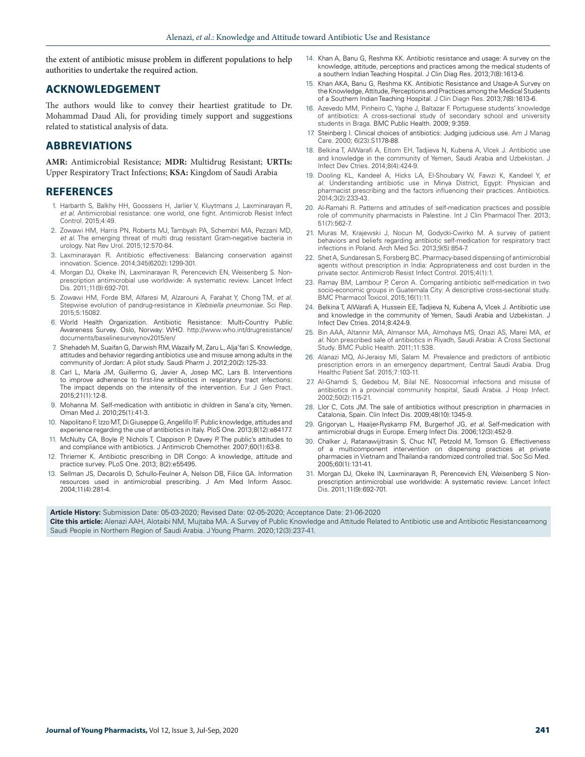the extent of antibiotic misuse problem in different populations to help authorities to undertake the required action.

## ACKNOWLEDGEMENT

The authors would like to convey their heartiest gratitude to Dr. Mohammad Daud Ali, for providing timely support and suggestions related to statistical analysis of data.

## ABBREVIATIONS

**AMR:** Antimicrobial Resistance; **MDR:** Multidrug Resistant; **URTIs:** Upper Respiratory Tract Infections; **KSA:** Kingdom of Saudi Arabia

## REFERENCES

1. Harbarth S, Balkhy HH, Goossens H, Jarlier V, Kluytmans J, Laxminarayan R, *et al.* Antimicrobial resistance: one world, one fight. Antimicrob Resist Infect Control. 2015;4:49.
2. Zowawi HM, Harris PN, Roberts MJ, Tambyah PA, Schembri MA, Pezzani MD, *et al.* The emerging threat of multi drug resistant Gram-negative bacteria in urology. Nat Rev Urol. 2015;12:570-84.
3. Laxminarayan R. Antibiotic effectiveness: Balancing conservation against innovation. Science. 2014;345(6202):1299-301.
4. Morgan DJ, Okeke IN, Laxminarayan R, Perencevich EN, Weisenberg S. Non-prescription antimicrobial use worldwide: A systematic review. Lancet Infect Dis. 2011;11(9):692-701.
5. Zowawi HM, Forde BM, Alfaresi M, Alzarouni A, Farahat Y, Chong TM, *et al.* Stepwise evolution of pandrug-resistance in *Klebsiella pneumoniae*. Sci Rep. 2015;5:15082.
6. World Health Organization. Antibiotic Resistance: Multi-Country Public Awareness Survey. Oslo, Norway: WHO. http://www.who.int/drugresistance/documents/baselinesurveynov2015/en/
7. Shehadeh M, Suaifan G, Darwish RM, Wazaify M, Zaru L, Alja'fari S. Knowledge, attitudes and behavior regarding antibiotics use and misuse among adults in the community of Jordan: A pilot study. Saudi Pharm J. 2012;20(2):125-33.
8. Carl L, María JM, Guillermo G, Javier A, Josep MC, Lars B. Interventions to improve adherence to first-line antibiotics in respiratory tract infections: The impact depends on the intensity of the intervention. Eur J Gen Pract. 2015;21(1):12-8.
9. Mohanna M. Self-medication with antibiotic in children in Sana'a city, Yemen. Oman Med J. 2010;25(1):41-3.
10. Napolitano F, Izzo MT, Di Giuseppe G, Angelillo IF. Public knowledge, attitudes and experience regarding the use of antibiotics in Italy. PloS One. 2013;8(12):e84177.
11. McNulty CA, Boyle P, Nichols T, Clappison P, Davey P. The public's attitudes to and compliance with antibiotics. J Antimicrob Chemother. 2007;60(1):63-8.
12. Thriemer K. Antibiotic prescribing in DR Congo: A knowledge, attitude and practice survey. PLoS One. 2013; 8(2):e55495.
13. Sellman JS, Decarolis D, Schullo-Feulner A, Nelson DB, Filice GA. Information resources used in antimicrobial prescribing. J Am Med Inform Assoc. 2004;11(4):281-4.
14. Khan A, Banu G, Reshma KK. Antibiotic resistance and usage: A survey on the knowledge, attitude, perceptions and practices among the medical students of a southern Indian Teaching Hospital. J Clin Diag Res. 2013;7(8):1613-6.
15. Khan AKA, Banu G, Reshma KK. Antibiotic Resistance and Usage-A Survey on the Knowledge, Attitude, Perceptions and Practices among the Medical Students of a Southern Indian Teaching Hospital. J Clin Diagn Res. 2013;7(8):1613-6.
16. Azevedo MM, Pinheiro C, Yaphe J, Baltazar F. Portuguese students' knowledge of antibiotics: A cross-sectional study of secondary school and university students in Braga. BMC Public Health. 2009; 9:359.
17. Steinberg I. Clinical choices of antibiotics: Judging judicious use. Am J Manag Care. 2000; 6(23):S1178-88.
18. Belkina T, AlWarafi A, Eltom EH, Tadjieva N, Kubena A, Vlcek J. Antibiotic use and knowledge in the community of Yemen, Saudi Arabia and Uzbekistan. J Infect Dev Ctries. 2014;8(4):424-9.
19. Dooling KL, Kandeel A, Hicks LA, El-Shoubary W, Fawzi K, Kandeel Y, *et al.* Understanding antibiotic use in Minya District, Egypt: Physician and pharmacist prescribing and the factors influencing their practices. Antibiotics. 2014;3(2):233-43.
20. Al-Ramahi R. Patterns and attitudes of self-medication practices and possible role of community pharmacists in Palestine. Int J Clin Pharmacol Ther. 2013; 51(7):562-7.
21. Muras M, Krajewski J, Nocun M, Godycki-Cwirko M. A survey of patient behaviors and beliefs regarding antibiotic self-medication for respiratory tract infections in Poland. Arch Med Sci. 2013;9(5):854-7.
22. Shet A, Sundaresan S, Forsberg BC. Pharmacy-based dispensing of antimicrobial agents without prescription in India: Appropriateness and cost burden in the private sector. Antimicrob Resist Infect Control. 2015;4(1):1.
23. Ramay BM, Lambour P, Ceron A. Comparing antibiotic self-medication in two socio-economic groups in Guatemala City: A descriptive cross-sectional study. BMC Pharmacol Toxicol. 2015;16(1):11.
24. Belkina T, AlWarafi A, Hussein EE, Tadjieva N, Kubena A, Vlcek J. Antibiotic use and knowledge in the community of Yemen, Saudi Arabia and Uzbekistan. J Infect Dev Ctries. 2014;8:424-9.
25. Bin AAA, Altannir MA, Almansor MA, Almohaya MS, Onazi AS, Marei MA, *et al.* Non prescribed sale of antibiotics in Riyadh, Saudi Arabia: A Cross Sectional Study. BMC Public Health. 2011;11:538.
26. Alanazi MQ, Al-Jeraisy MI, Salam M. Prevalence and predictors of antibiotic prescription errors in an emergency department, Central Saudi Arabia. Drug Healthc Patient Saf. 2015;7:103-11.
27. Al-Ghamdi S, Gedebou M, Bilal NE. Nosocomial infections and misuse of antibiotics in a provincial community hospital, Saudi Arabia. J Hosp Infect. 2002;50(2):115-21.
28. Llor C, Cots JM. The sale of antibiotics without prescription in pharmacies in Catalonia, Spain. Clin Infect Dis. 2009;48(10):1345-9.
29. Grigoryan L, Haaijer-Ryskamp FM, Burgerhof JG, *et al.* Self-medication with antimicrobial drugs in Europe. Emerg Infect Dis. 2006;12(3):452-9.
30. Chalker J, Ratanawijitrasin S, Chuc NT, Petzold M, Tomson G. Effectiveness of a multicomponent intervention on dispensing practices at private pharmacies in Vietnam and Thailand-a randomized controlled trial. Soc Sci Med. 2005;60(1):131-41.
31. Morgan DJ, Okeke IN, Laxminarayan R, Perencevich EN, Weisenberg S Non-prescription antimicrobial use worldwide: A systematic review. Lancet Infect Dis. 2011;11(9):692-701.

**Article History:** Submission Date: 05-03-2020; Revised Date: 02-05-2020; Acceptance Date: 21-06-2020

**Cite this article:** Alenazi AAH, Alotaibi NM, Mujtaba MA. A Survey of Public Knowledge and Attitude Related to Antibiotic use and Antibiotic Resistanceamong Saudi People in Northern Region of Saudi Arabia. J Young Pharm. 2020;12(3):237-41.